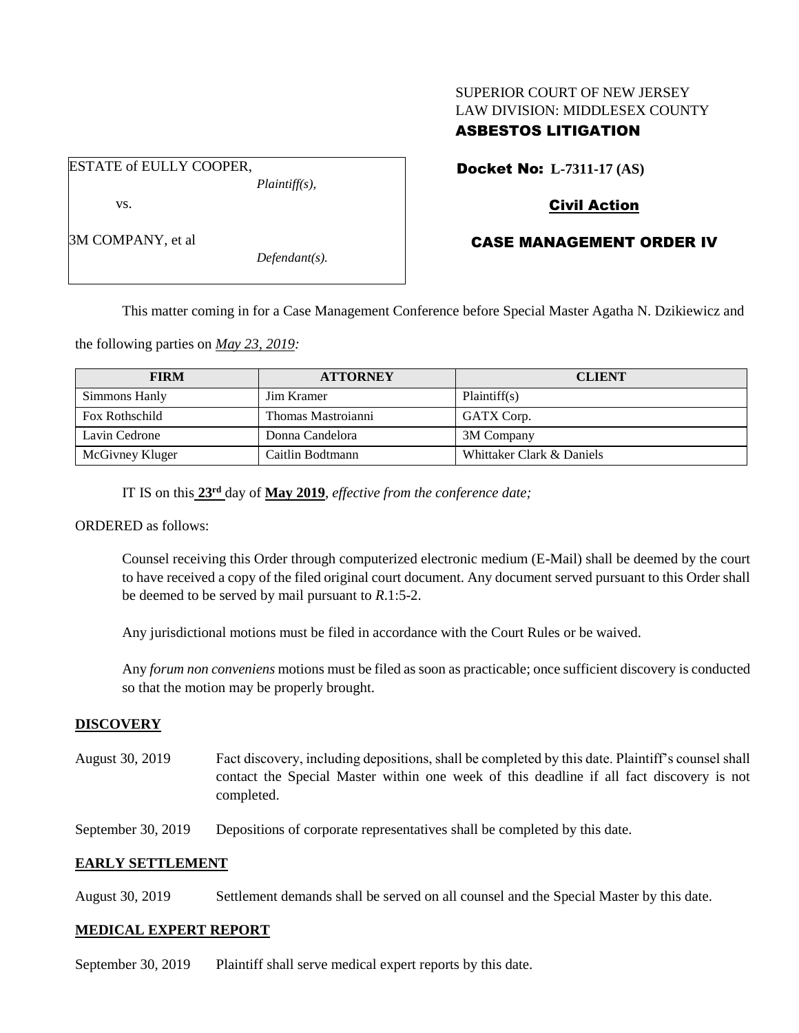SUPERIOR COURT OF NEW JERSEY
LAW DIVISION: MIDDLESEX COUNTY

**ASBESTOS LITIGATION**

ESTATE of EULLY COOPER,
*Plaintiff(s),*

vs.

3M COMPANY, et al
*Defendant(s).*

**Docket No: L-7311-17 (AS)**

**Civil Action**

**CASE MANAGEMENT ORDER IV**

This matter coming in for a Case Management Conference before Special Master Agatha N. Dzikiewicz and the following parties on *May 23, 2019:*

| FIRM | ATTORNEY | CLIENT |
|---|---|---|
| Simmons Hanly | Jim Kramer | Plaintiff(s) |
| Fox Rothschild | Thomas Mastroianni | GATX Corp. |
| Lavin Cedrone | Donna Candelora | 3M Company |
| McGivney Kluger | Caitlin Bodtmann | Whittaker Clark & Daniels |

IT IS on this **23rd** day of **May 2019**, *effective from the conference date;*

ORDERED as follows:

Counsel receiving this Order through computerized electronic medium (E-Mail) shall be deemed by the court to have received a copy of the filed original court document. Any document served pursuant to this Order shall be deemed to be served by mail pursuant to *R*.1:5-2.

Any jurisdictional motions must be filed in accordance with the Court Rules or be waived.

Any *forum non conveniens* motions must be filed as soon as practicable; once sufficient discovery is conducted so that the motion may be properly brought.

## DISCOVERY

August 30, 2019 — Fact discovery, including depositions, shall be completed by this date. Plaintiff's counsel shall contact the Special Master within one week of this deadline if all fact discovery is not completed.

September 30, 2019 — Depositions of corporate representatives shall be completed by this date.

## EARLY SETTLEMENT

August 30, 2019 — Settlement demands shall be served on all counsel and the Special Master by this date.

## MEDICAL EXPERT REPORT

September 30, 2019 — Plaintiff shall serve medical expert reports by this date.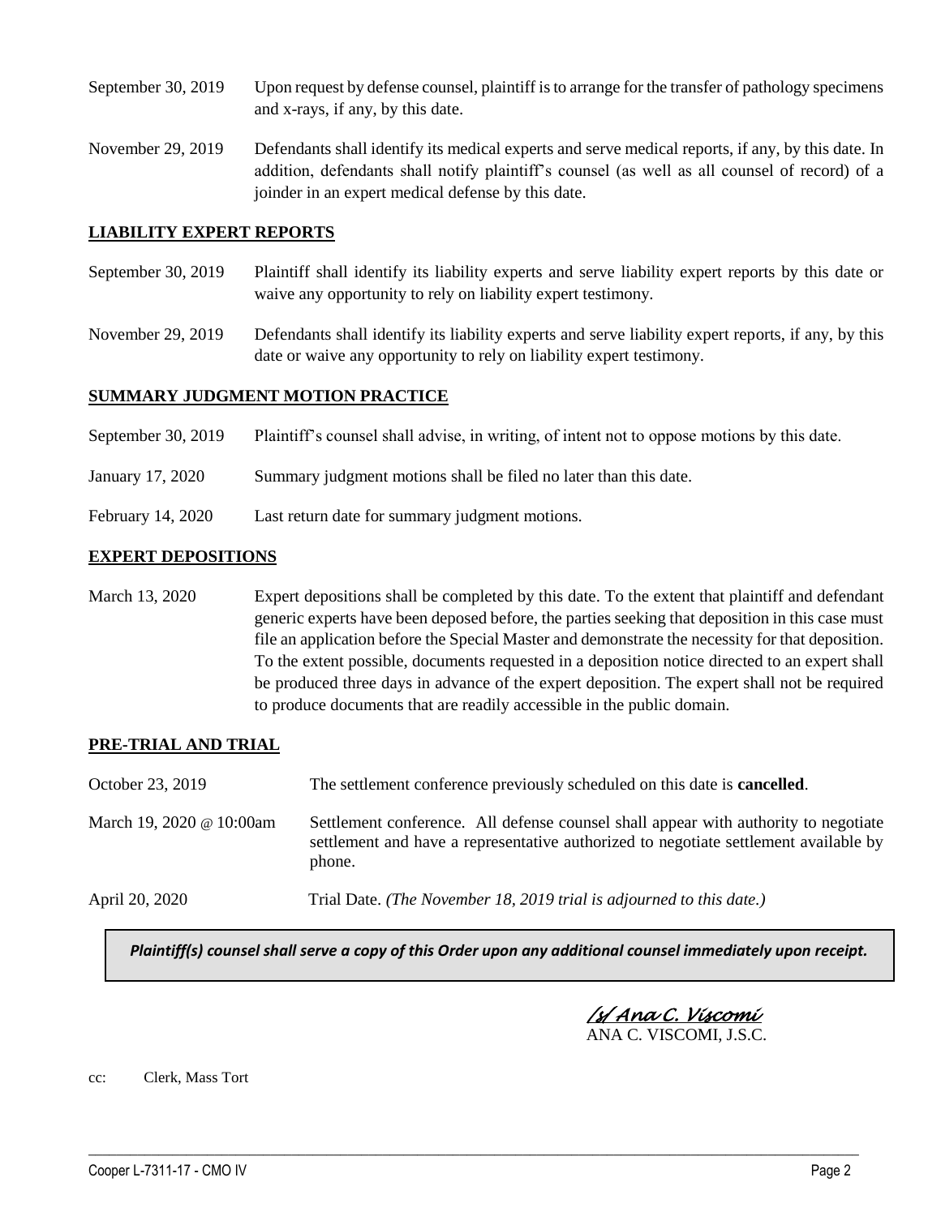| | |
|---|---|
| September 30, 2019 | Upon request by defense counsel, plaintiff is to arrange for the transfer of pathology specimens and x-rays, if any, by this date. |
| November 29, 2019 | Defendants shall identify its medical experts and serve medical reports, if any, by this date. In addition, defendants shall notify plaintiff's counsel (as well as all counsel of record) of a joinder in an expert medical defense by this date. |

**LIABILITY EXPERT REPORTS**

| | |
|---|---|
| September 30, 2019 | Plaintiff shall identify its liability experts and serve liability expert reports by this date or waive any opportunity to rely on liability expert testimony. |
| November 29, 2019 | Defendants shall identify its liability experts and serve liability expert reports, if any, by this date or waive any opportunity to rely on liability expert testimony. |

**SUMMARY JUDGMENT MOTION PRACTICE**

| | |
|---|---|
| September 30, 2019 | Plaintiff's counsel shall advise, in writing, of intent not to oppose motions by this date. |
| January 17, 2020 | Summary judgment motions shall be filed no later than this date. |
| February 14, 2020 | Last return date for summary judgment motions. |

**EXPERT DEPOSITIONS**

| | |
|---|---|
| March 13, 2020 | Expert depositions shall be completed by this date. To the extent that plaintiff and defendant generic experts have been deposed before, the parties seeking that deposition in this case must file an application before the Special Master and demonstrate the necessity for that deposition. To the extent possible, documents requested in a deposition notice directed to an expert shall be produced three days in advance of the expert deposition. The expert shall not be required to produce documents that are readily accessible in the public domain. |

**PRE-TRIAL AND TRIAL**

| | |
|---|---|
| October 23, 2019 | The settlement conference previously scheduled on this date is **cancelled**. |
| March 19, 2020 @ 10:00am | Settlement conference. All defense counsel shall appear with authority to negotiate settlement and have a representative authorized to negotiate settlement available by phone. |
| April 20, 2020 | Trial Date. *(The November 18, 2019 trial is adjourned to this date.)* |

***Plaintiff(s) counsel shall serve a copy of this Order upon any additional counsel immediately upon receipt.***

*/s/ Ana C. Viscomi*
ANA C. VISCOMI, J.S.C.

cc: Clerk, Mass Tort

Cooper L-7311-17 - CMO IV